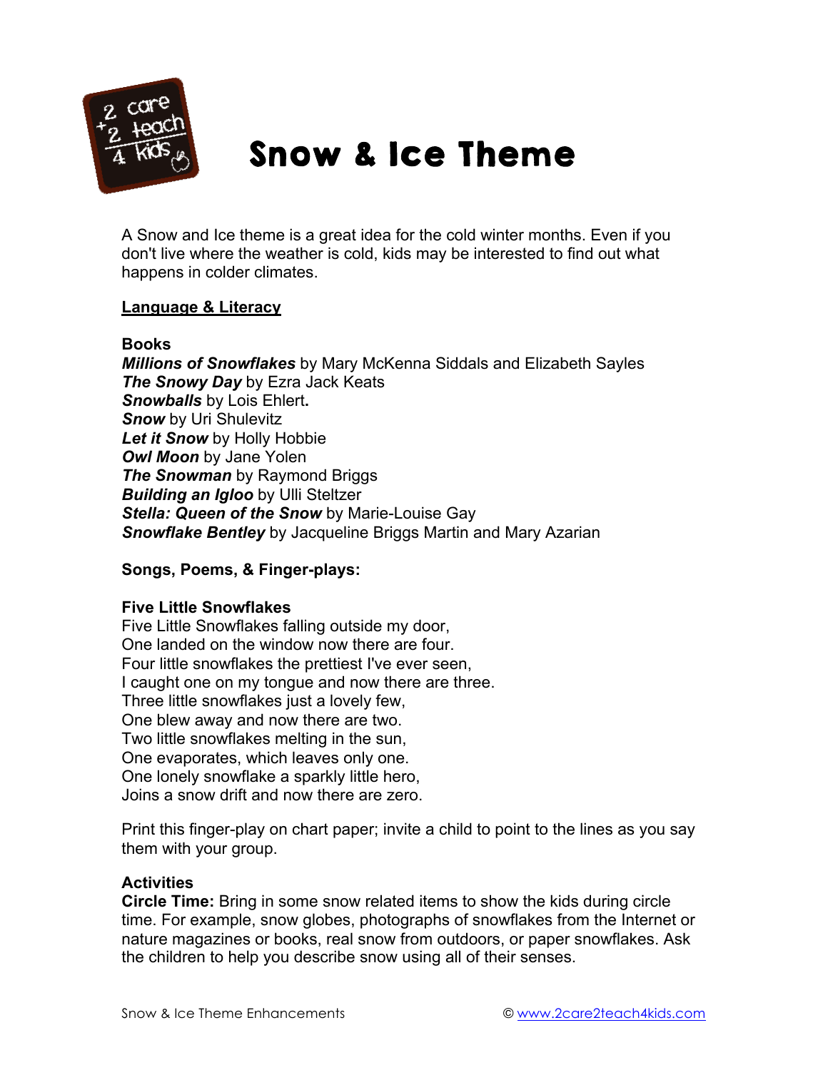# Snow & Ice Theme

A Snow and Ice theme is a great idea for the cold winter months. Even if you don't live where the weather is cold, kids may be interested to find out what happens in colder climates.

## Language & Literacy

### Books

***Millions of Snowflakes*** by Mary McKenna Siddals and Elizabeth Sayles
***The Snowy Day*** by Ezra Jack Keats
***Snowballs*** by Lois Ehlert**.**
***Snow*** by Uri Shulevitz
***Let it Snow*** by Holly Hobbie
***Owl Moon*** by Jane Yolen
***The Snowman*** by Raymond Briggs
***Building an Igloo*** by Ulli Steltzer
***Stella: Queen of the Snow*** by Marie-Louise Gay
***Snowflake Bentley*** by Jacqueline Briggs Martin and Mary Azarian

### Songs, Poems, & Finger-plays:

**Five Little Snowflakes**

Five Little Snowflakes falling outside my door,
One landed on the window now there are four.
Four little snowflakes the prettiest I've ever seen,
I caught one on my tongue and now there are three.
Three little snowflakes just a lovely few,
One blew away and now there are two.
Two little snowflakes melting in the sun,
One evaporates, which leaves only one.
One lonely snowflake a sparkly little hero,
Joins a snow drift and now there are zero.

Print this finger-play on chart paper; invite a child to point to the lines as you say them with your group.

### Activities

**Circle Time:** Bring in some snow related items to show the kids during circle time. For example, snow globes, photographs of snowflakes from the Internet or nature magazines or books, real snow from outdoors, or paper snowflakes. Ask the children to help you describe snow using all of their senses.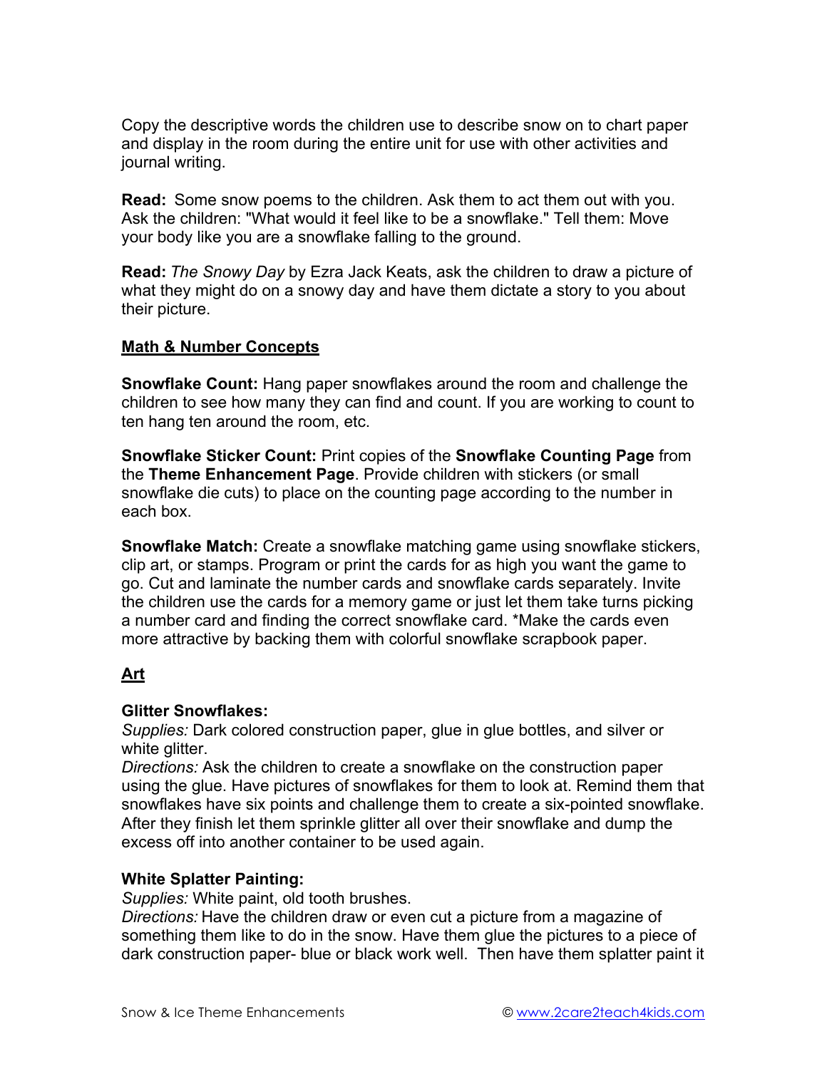Copy the descriptive words the children use to describe snow on to chart paper and display in the room during the entire unit for use with other activities and journal writing.

**Read:** Some snow poems to the children. Ask them to act them out with you. Ask the children: "What would it feel like to be a snowflake." Tell them: Move your body like you are a snowflake falling to the ground.

**Read:** *The Snowy Day* by Ezra Jack Keats, ask the children to draw a picture of what they might do on a snowy day and have them dictate a story to you about their picture.

## Math & Number Concepts

**Snowflake Count:** Hang paper snowflakes around the room and challenge the children to see how many they can find and count. If you are working to count to ten hang ten around the room, etc.

**Snowflake Sticker Count:** Print copies of the **Snowflake Counting Page** from the **Theme Enhancement Page**. Provide children with stickers (or small snowflake die cuts) to place on the counting page according to the number in each box.

**Snowflake Match:** Create a snowflake matching game using snowflake stickers, clip art, or stamps. Program or print the cards for as high you want the game to go. Cut and laminate the number cards and snowflake cards separately. Invite the children use the cards for a memory game or just let them take turns picking a number card and finding the correct snowflake card. *Make the cards even more attractive by backing them with colorful snowflake scrapbook paper.

## Art

**Glitter Snowflakes:**
*Supplies:* Dark colored construction paper, glue in glue bottles, and silver or white glitter.
*Directions:* Ask the children to create a snowflake on the construction paper using the glue. Have pictures of snowflakes for them to look at. Remind them that snowflakes have six points and challenge them to create a six-pointed snowflake. After they finish let them sprinkle glitter all over their snowflake and dump the excess off into another container to be used again.

**White Splatter Painting:**
*Supplies:* White paint, old tooth brushes.
*Directions:* Have the children draw or even cut a picture from a magazine of something them like to do in the snow. Have them glue the pictures to a piece of dark construction paper- blue or black work well. Then have them splatter paint it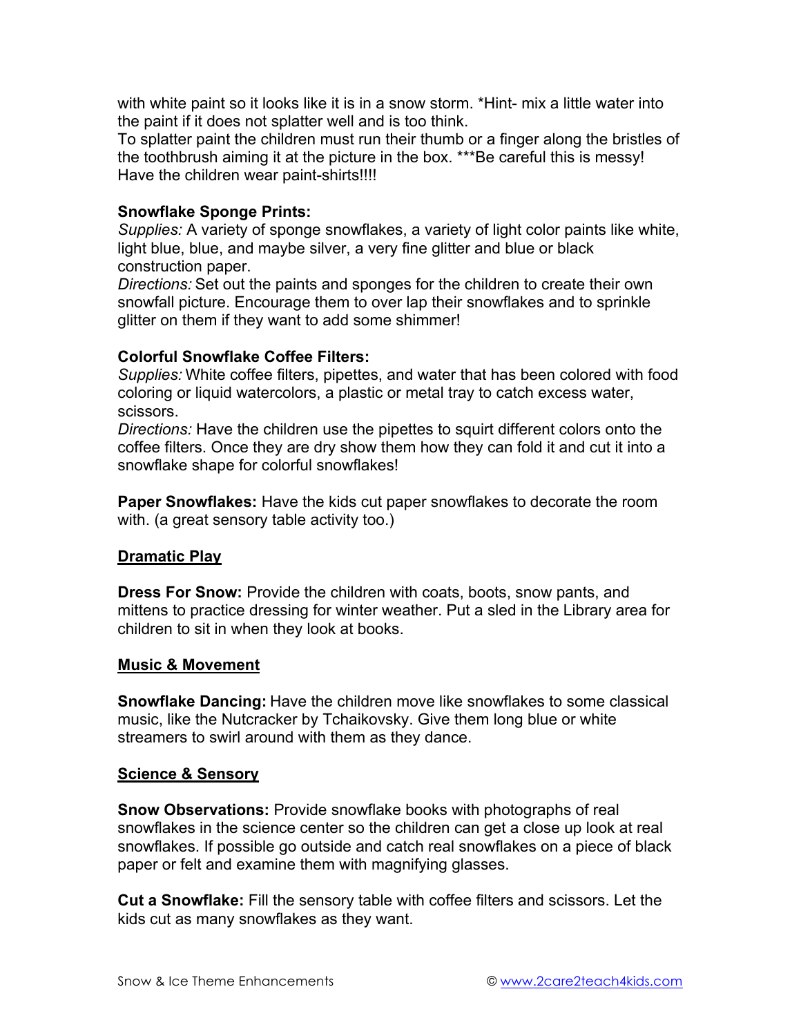with white paint so it looks like it is in a snow storm. *Hint- mix a little water into the paint if it does not splatter well and is too think.
To splatter paint the children must run their thumb or a finger along the bristles of the toothbrush aiming it at the picture in the box. ***Be careful this is messy! Have the children wear paint-shirts!!!!

**Snowflake Sponge Prints:**
*Supplies:* A variety of sponge snowflakes, a variety of light color paints like white, light blue, blue, and maybe silver, a very fine glitter and blue or black construction paper.
*Directions:* Set out the paints and sponges for the children to create their own snowfall picture. Encourage them to over lap their snowflakes and to sprinkle glitter on them if they want to add some shimmer!

**Colorful Snowflake Coffee Filters:**
*Supplies:* White coffee filters, pipettes, and water that has been colored with food coloring or liquid watercolors, a plastic or metal tray to catch excess water, scissors.
*Directions:* Have the children use the pipettes to squirt different colors onto the coffee filters. Once they are dry show them how they can fold it and cut it into a snowflake shape for colorful snowflakes!

**Paper Snowflakes:** Have the kids cut paper snowflakes to decorate the room with. (a great sensory table activity too.)

## Dramatic Play

**Dress For Snow:** Provide the children with coats, boots, snow pants, and mittens to practice dressing for winter weather. Put a sled in the Library area for children to sit in when they look at books.

## Music & Movement

**Snowflake Dancing:** Have the children move like snowflakes to some classical music, like the Nutcracker by Tchaikovsky. Give them long blue or white streamers to swirl around with them as they dance.

## Science & Sensory

**Snow Observations:** Provide snowflake books with photographs of real snowflakes in the science center so the children can get a close up look at real snowflakes. If possible go outside and catch real snowflakes on a piece of black paper or felt and examine them with magnifying glasses.

**Cut a Snowflake:** Fill the sensory table with coffee filters and scissors. Let the kids cut as many snowflakes as they want.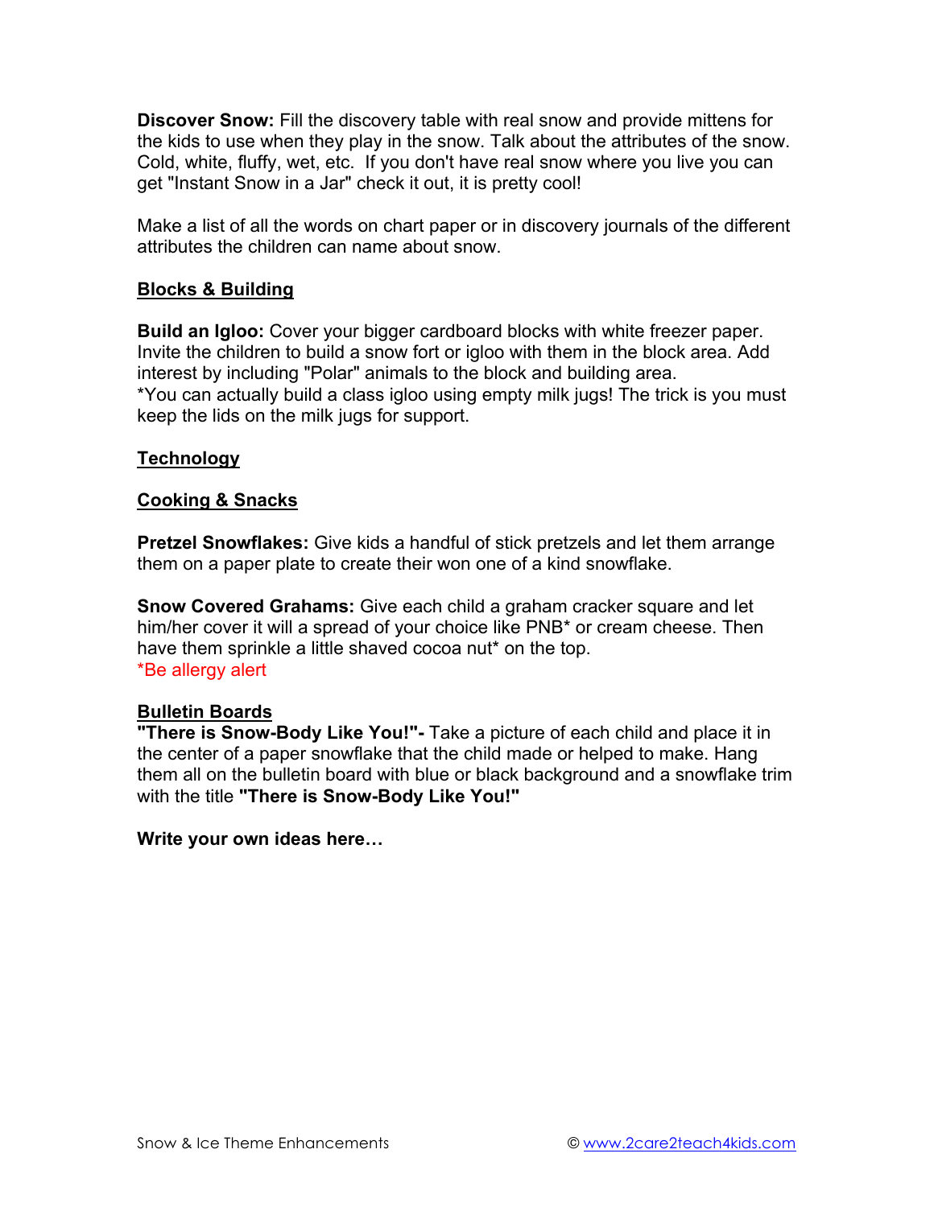**Discover Snow:** Fill the discovery table with real snow and provide mittens for the kids to use when they play in the snow. Talk about the attributes of the snow. Cold, white, fluffy, wet, etc.  If you don't have real snow where you live you can get "Instant Snow in a Jar" check it out, it is pretty cool!

Make a list of all the words on chart paper or in discovery journals of the different attributes the children can name about snow.

## Blocks & Building

**Build an Igloo:** Cover your bigger cardboard blocks with white freezer paper. Invite the children to build a snow fort or igloo with them in the block area. Add interest by including "Polar" animals to the block and building area.
*You can actually build a class igloo using empty milk jugs! The trick is you must keep the lids on the milk jugs for support.

## Technology

## Cooking & Snacks

**Pretzel Snowflakes:** Give kids a handful of stick pretzels and let them arrange them on a paper plate to create their won one of a kind snowflake.

**Snow Covered Grahams:** Give each child a graham cracker square and let him/her cover it will a spread of your choice like PNB* or cream cheese. Then have them sprinkle a little shaved cocoa nut* on the top.
*Be allergy alert

## Bulletin Boards

**"There is Snow-Body Like You!"-** Take a picture of each child and place it in the center of a paper snowflake that the child made or helped to make. Hang them all on the bulletin board with blue or black background and a snowflake trim with the title **"There is Snow-Body Like You!"**

**Write your own ideas here…**